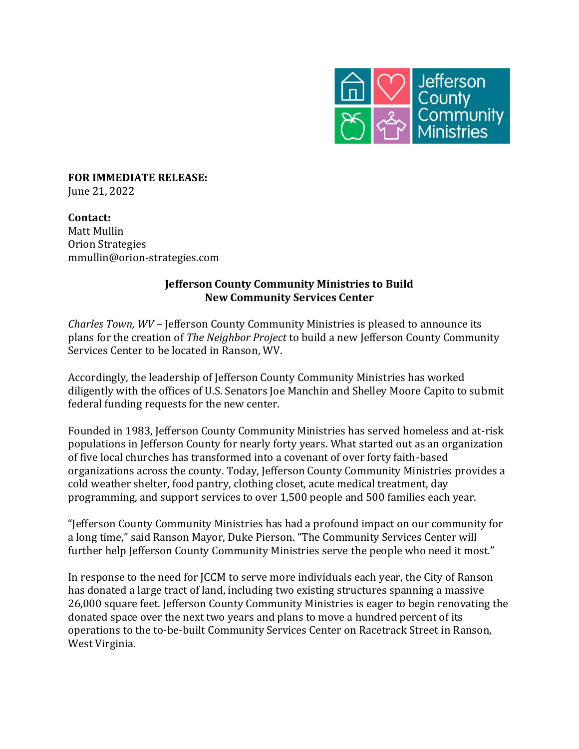Jefferson County Community Ministries

**FOR IMMEDIATE RELEASE:**
June 21, 2022

**Contact:**
Matt Mullin
Orion Strategies
mmullin@orion-strategies.com

## Jefferson County Community Ministries to Build New Community Services Center

*Charles Town, WV* – Jefferson County Community Ministries is pleased to announce its plans for the creation of *The Neighbor Project* to build a new Jefferson County Community Services Center to be located in Ranson, WV.

Accordingly, the leadership of Jefferson County Community Ministries has worked diligently with the offices of U.S. Senators Joe Manchin and Shelley Moore Capito to submit federal funding requests for the new center.

Founded in 1983, Jefferson County Community Ministries has served homeless and at-risk populations in Jefferson County for nearly forty years. What started out as an organization of five local churches has transformed into a covenant of over forty faith-based organizations across the county. Today, Jefferson County Community Ministries provides a cold weather shelter, food pantry, clothing closet, acute medical treatment, day programming, and support services to over 1,500 people and 500 families each year.

"Jefferson County Community Ministries has had a profound impact on our community for a long time," said Ranson Mayor, Duke Pierson. "The Community Services Center will further help Jefferson County Community Ministries serve the people who need it most."

In response to the need for JCCM to serve more individuals each year, the City of Ranson has donated a large tract of land, including two existing structures spanning a massive 26,000 square feet. Jefferson County Community Ministries is eager to begin renovating the donated space over the next two years and plans to move a hundred percent of its operations to the to-be-built Community Services Center on Racetrack Street in Ranson, West Virginia.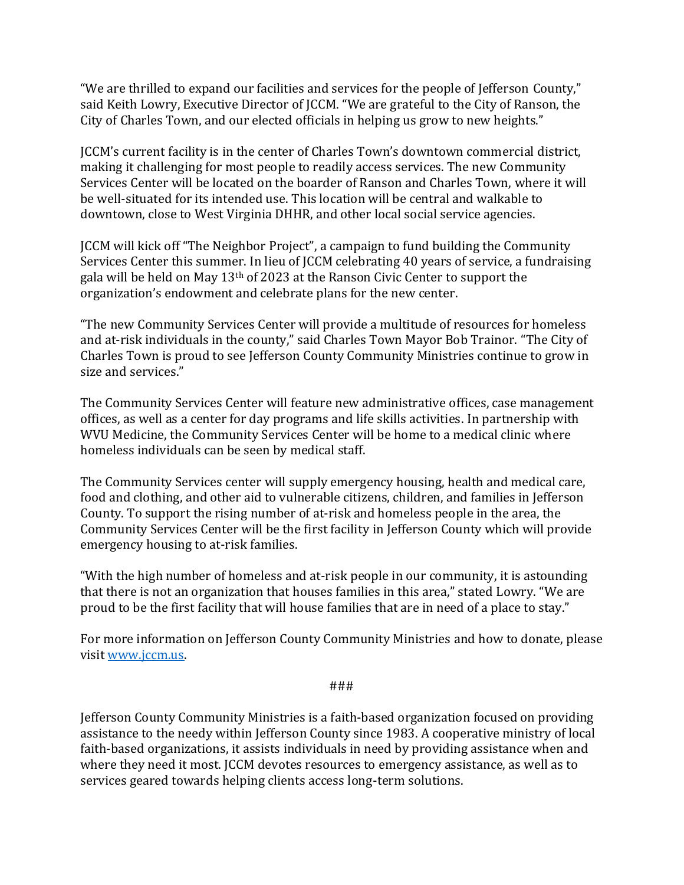"We are thrilled to expand our facilities and services for the people of Jefferson County," said Keith Lowry, Executive Director of JCCM. "We are grateful to the City of Ranson, the City of Charles Town, and our elected officials in helping us grow to new heights."

JCCM's current facility is in the center of Charles Town's downtown commercial district, making it challenging for most people to readily access services. The new Community Services Center will be located on the boarder of Ranson and Charles Town, where it will be well-situated for its intended use. This location will be central and walkable to downtown, close to West Virginia DHHR, and other local social service agencies.

JCCM will kick off "The Neighbor Project", a campaign to fund building the Community Services Center this summer. In lieu of JCCM celebrating 40 years of service, a fundraising gala will be held on May 13th of 2023 at the Ranson Civic Center to support the organization's endowment and celebrate plans for the new center.

"The new Community Services Center will provide a multitude of resources for homeless and at-risk individuals in the county," said Charles Town Mayor Bob Trainor. "The City of Charles Town is proud to see Jefferson County Community Ministries continue to grow in size and services."

The Community Services Center will feature new administrative offices, case management offices, as well as a center for day programs and life skills activities. In partnership with WVU Medicine, the Community Services Center will be home to a medical clinic where homeless individuals can be seen by medical staff.

The Community Services center will supply emergency housing, health and medical care, food and clothing, and other aid to vulnerable citizens, children, and families in Jefferson County. To support the rising number of at-risk and homeless people in the area, the Community Services Center will be the first facility in Jefferson County which will provide emergency housing to at-risk families.

"With the high number of homeless and at-risk people in our community, it is astounding that there is not an organization that houses families in this area," stated Lowry. "We are proud to be the first facility that will house families that are in need of a place to stay."

For more information on Jefferson County Community Ministries and how to donate, please visit [www.jccm.us](http://www.jccm.us).

###

Jefferson County Community Ministries is a faith-based organization focused on providing assistance to the needy within Jefferson County since 1983. A cooperative ministry of local faith-based organizations, it assists individuals in need by providing assistance when and where they need it most. JCCM devotes resources to emergency assistance, as well as to services geared towards helping clients access long-term solutions.